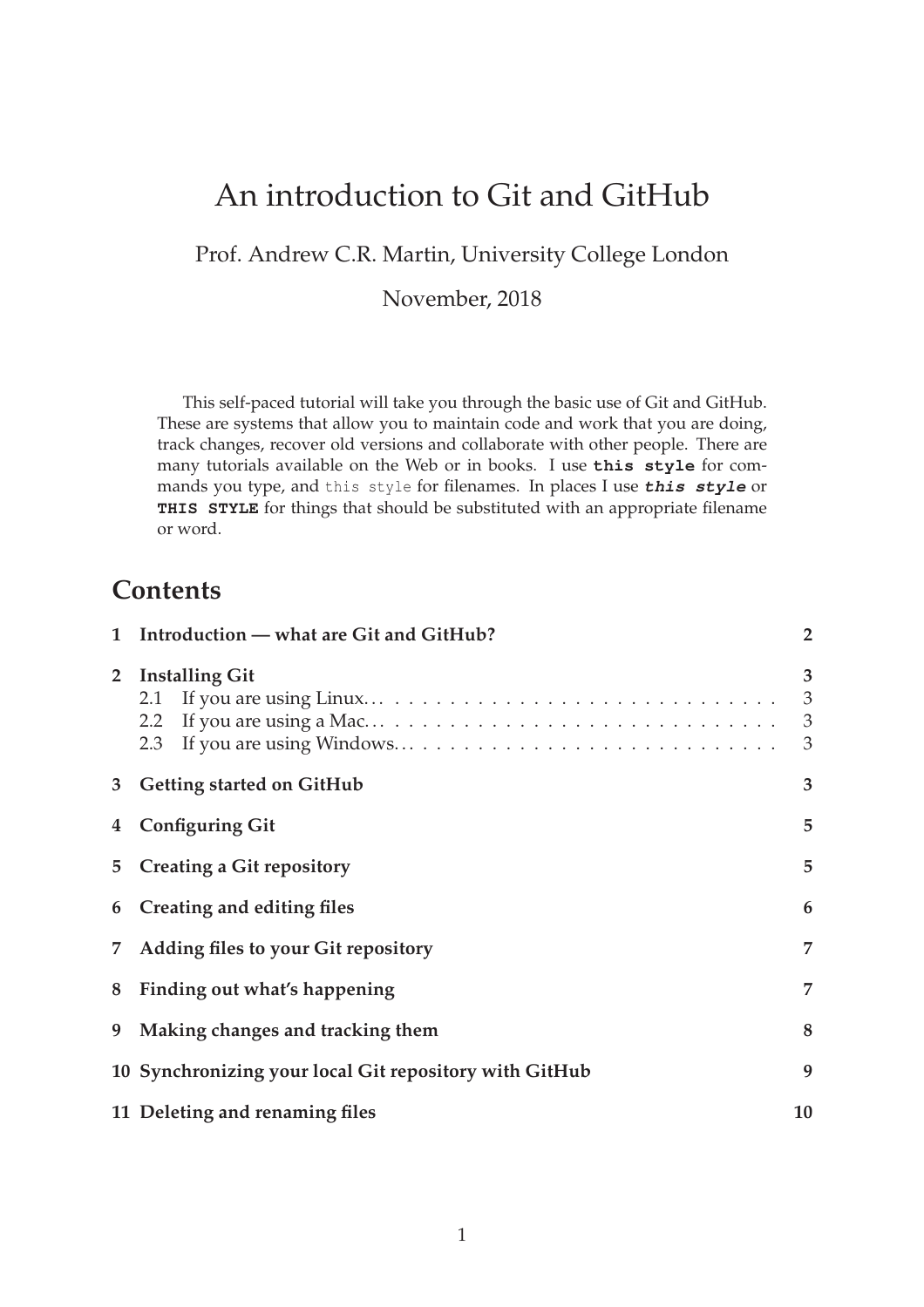# An introduction to Git and GitHub

Prof. Andrew C.R. Martin, University College London

November, 2018

This self-paced tutorial will take you through the basic use of Git and GitHub. These are systems that allow you to maintain code and work that you are doing, track changes, recover old versions and collaborate with other people. There are many tutorials available on the Web or in books. I use **`this style`** for commands you type, and `this style` for filenames. In places I use ***`this style`*** or **`THIS STYLE`** for things that should be substituted with an appropriate filename or word.

## Contents

1. **Introduction — what are Git and GitHub?** — 2
2. **Installing Git** — 3
   - 2.1 If you are using Linux... — 3
   - 2.2 If you are using a Mac... — 3
   - 2.3 If you are using Windows... — 3
3. **Getting started on GitHub** — 3
4. **Configuring Git** — 5
5. **Creating a Git repository** — 5
6. **Creating and editing files** — 6
7. **Adding files to your Git repository** — 7
8. **Finding out what's happening** — 7
9. **Making changes and tracking them** — 8
10. **Synchronizing your local Git repository with GitHub** — 9
11. **Deleting and renaming files** — 10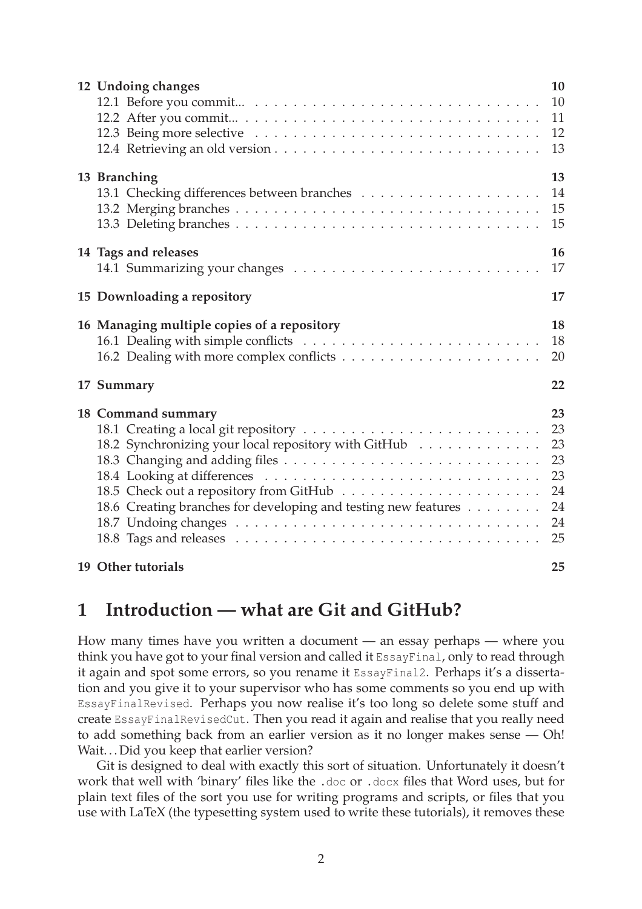| | |
|---|---|
| **12 Undoing changes** | **10** |
| 12.1 Before you commit... | 10 |
| 12.2 After you commit... | 11 |
| 12.3 Being more selective | 12 |
| 12.4 Retrieving an old version | 13 |
| **13 Branching** | **13** |
| 13.1 Checking differences between branches | 14 |
| 13.2 Merging branches | 15 |
| 13.3 Deleting branches | 15 |
| **14 Tags and releases** | **16** |
| 14.1 Summarizing your changes | 17 |
| **15 Downloading a repository** | **17** |
| **16 Managing multiple copies of a repository** | **18** |
| 16.1 Dealing with simple conflicts | 18 |
| 16.2 Dealing with more complex conflicts | 20 |
| **17 Summary** | **22** |
| **18 Command summary** | **23** |
| 18.1 Creating a local git repository | 23 |
| 18.2 Synchronizing your local repository with GitHub | 23 |
| 18.3 Changing and adding files | 23 |
| 18.4 Looking at differences | 23 |
| 18.5 Check out a repository from GitHub | 24 |
| 18.6 Creating branches for developing and testing new features | 24 |
| 18.7 Undoing changes | 24 |
| 18.8 Tags and releases | 25 |
| **19 Other tutorials** | **25** |

# 1 Introduction — what are Git and GitHub?

How many times have you written a document — an essay perhaps — where you think you have got to your final version and called it `EssayFinal`, only to read through it again and spot some errors, so you rename it `EssayFinal2`. Perhaps it's a dissertation and you give it to your supervisor who has some comments so you end up with `EssayFinalRevised`. Perhaps you now realise it's too long so delete some stuff and create `EssayFinalRevisedCut`. Then you read it again and realise that you really need to add something back from an earlier version as it no longer makes sense — Oh! Wait... Did you keep that earlier version?

Git is designed to deal with exactly this sort of situation. Unfortunately it doesn't work that well with 'binary' files like the `.doc` or `.docx` files that Word uses, but for plain text files of the sort you use for writing programs and scripts, or files that you use with LaTeX (the typesetting system used to write these tutorials), it removes these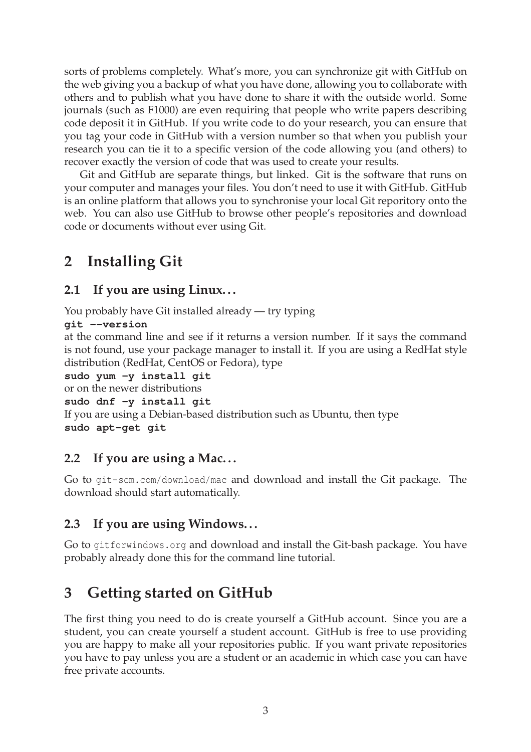sorts of problems completely. What's more, you can synchronize git with GitHub on the web giving you a backup of what you have done, allowing you to collaborate with others and to publish what you have done to share it with the outside world. Some journals (such as F1000) are even requiring that people who write papers describing code deposit it in GitHub. If you write code to do your research, you can ensure that you tag your code in GitHub with a version number so that when you publish your research you can tie it to a specific version of the code allowing you (and others) to recover exactly the version of code that was used to create your results.

Git and GitHub are separate things, but linked. Git is the software that runs on your computer and manages your files. You don't need to use it with GitHub. GitHub is an online platform that allows you to synchronise your local Git reporitory onto the web. You can also use GitHub to browse other people's repositories and download code or documents without ever using Git.

## 2 Installing Git

### 2.1 If you are using Linux...

You probably have Git installed already — try typing

```
git --version
```

at the command line and see if it returns a version number. If it says the command is not found, use your package manager to install it. If you are using a RedHat style distribution (RedHat, CentOS or Fedora), type

```
sudo yum -y install git
```

or on the newer distributions

```
sudo dnf -y install git
```

If you are using a Debian-based distribution such as Ubuntu, then type

```
sudo apt-get git
```

### 2.2 If you are using a Mac...

Go to `git-scm.com/download/mac` and download and install the Git package. The download should start automatically.

### 2.3 If you are using Windows...

Go to `gitforwindows.org` and download and install the Git-bash package. You have probably already done this for the command line tutorial.

## 3 Getting started on GitHub

The first thing you need to do is create yourself a GitHub account. Since you are a student, you can create yourself a student account. GitHub is free to use providing you are happy to make all your repositories public. If you want private repositories you have to pay unless you are a student or an academic in which case you can have free private accounts.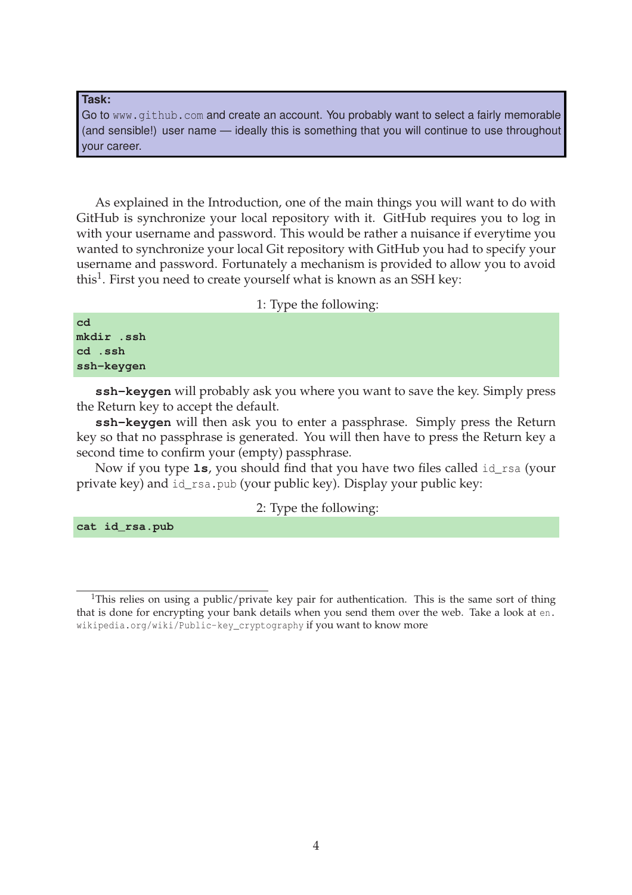> **Task:**
> Go to `www.github.com` and create an account. You probably want to select a fairly memorable (and sensible!) user name — ideally this is something that you will continue to use throughout your career.

As explained in the Introduction, one of the main things you will want to do with GitHub is synchronize your local repository with it. GitHub requires you to log in with your username and password. This would be rather a nuisance if everytime you wanted to synchronize your local Git repository with GitHub you had to specify your username and password. Fortunately a mechanism is provided to allow you to avoid this[1]. First you need to create yourself what is known as an SSH key:

1: Type the following:

```
cd
mkdir .ssh
cd .ssh
ssh-keygen
```

**ssh-keygen** will probably ask you where you want to save the key. Simply press the Return key to accept the default.

**ssh-keygen** will then ask you to enter a passphrase. Simply press the Return key so that no passphrase is generated. You will then have to press the Return key a second time to confirm your (empty) passphrase.

Now if you type **ls**, you should find that you have two files called `id_rsa` (your private key) and `id_rsa.pub` (your public key). Display your public key:

2: Type the following:

```
cat id_rsa.pub
```

---

[1] This relies on using a public/private key pair for authentication. This is the same sort of thing that is done for encrypting your bank details when you send them over the web. Take a look at `en.wikipedia.org/wiki/Public-key_cryptography` if you want to know more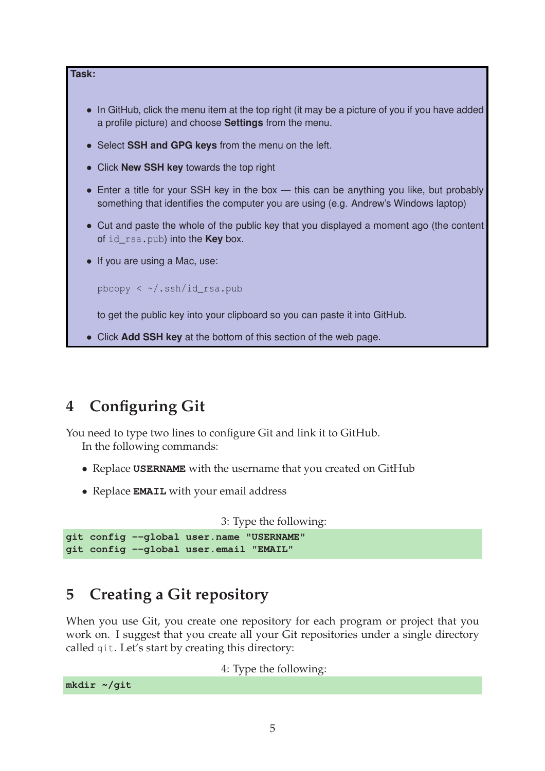**Task:**

- In GitHub, click the menu item at the top right (it may be a picture of you if you have added a profile picture) and choose **Settings** from the menu.
- Select **SSH and GPG keys** from the menu on the left.
- Click **New SSH key** towards the top right
- Enter a title for your SSH key in the box — this can be anything you like, but probably something that identifies the computer you are using (e.g. Andrew's Windows laptop)
- Cut and paste the whole of the public key that you displayed a moment ago (the content of `id_rsa.pub`) into the **Key** box.
- If you are using a Mac, use:

  ```
  pbcopy < ~/.ssh/id_rsa.pub
  ```

  to get the public key into your clipboard so you can paste it into GitHub.
- Click **Add SSH key** at the bottom of this section of the web page.

## 4 Configuring Git

You need to type two lines to configure Git and link it to GitHub.

In the following commands:

- Replace **USERNAME** with the username that you created on GitHub
- Replace **EMAIL** with your email address

3: Type the following:

```
git config --global user.name "USERNAME"
git config --global user.email "EMAIL"
```

## 5 Creating a Git repository

When you use Git, you create one repository for each program or project that you work on. I suggest that you create all your Git repositories under a single directory called `git`. Let's start by creating this directory:

4: Type the following:

```
mkdir ~/git
```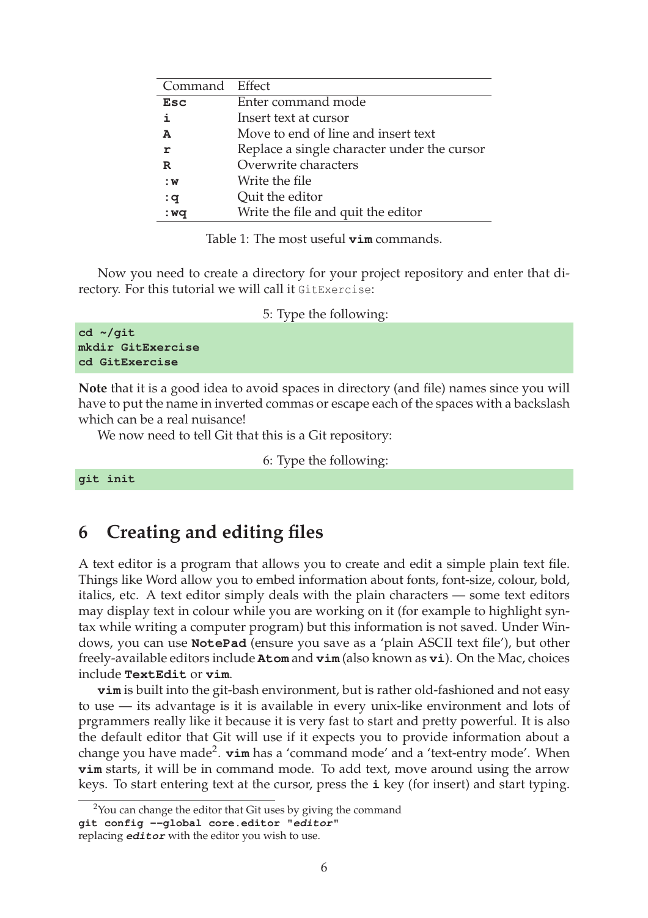| Command | Effect |
|---|---|
| **Esc** | Enter command mode |
| **i** | Insert text at cursor |
| **A** | Move to end of line and insert text |
| **r** | Replace a single character under the cursor |
| **R** | Overwrite characters |
| **:w** | Write the file |
| **:q** | Quit the editor |
| **:wq** | Write the file and quit the editor |

Table 1: The most useful **vim** commands.

Now you need to create a directory for your project repository and enter that directory. For this tutorial we will call it `GitExercise`:

5: Type the following:

```
cd ~/git
mkdir GitExercise
cd GitExercise
```

**Note** that it is a good idea to avoid spaces in directory (and file) names since you will have to put the name in inverted commas or escape each of the spaces with a backslash which can be a real nuisance!

We now need to tell Git that this is a Git repository:

6: Type the following:

```
git init
```

## 6 Creating and editing files

A text editor is a program that allows you to create and edit a simple plain text file. Things like Word allow you to embed information about fonts, font-size, colour, bold, italics, etc. A text editor simply deals with the plain characters — some text editors may display text in colour while you are working on it (for example to highlight syntax while writing a computer program) but this information is not saved. Under Windows, you can use **NotePad** (ensure you save as a 'plain ASCII text file'), but other freely-available editors include **Atom** and **vim** (also known as **vi**). On the Mac, choices include **TextEdit** or **vim**.

**vim** is built into the git-bash environment, but is rather old-fashioned and not easy to use — its advantage is it is available in every unix-like environment and lots of prgrammers really like it because it is very fast to start and pretty powerful. It is also the default editor that Git will use if it expects you to provide information about a change you have made[2]. **vim** has a 'command mode' and a 'text-entry mode'. When **vim** starts, it will be in command mode. To add text, move around using the arrow keys. To start entering text at the cursor, press the **i** key (for insert) and start typing.

---

[2]You can change the editor that Git uses by giving the command
`git config --global core.editor "editor"`
replacing ***editor*** with the editor you wish to use.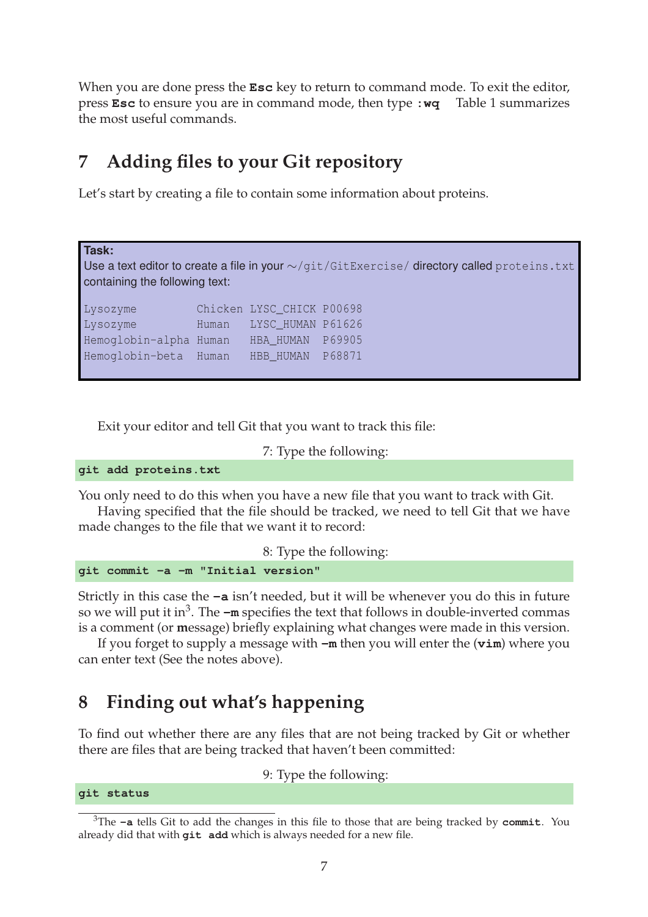When you are done press the **Esc** key to return to command mode. To exit the editor, press **Esc** to ensure you are in command mode, then type **:wq** Table 1 summarizes the most useful commands.

## 7 Adding files to your Git repository

Let's start by creating a file to contain some information about proteins.

> **Task:**
> Use a text editor to create a file in your ~/git/GitExercise/ directory called proteins.txt containing the following text:
>
> ```
> Lysozyme         Chicken LYSC_CHICK P00698
> Lysozyme         Human   LYSC_HUMAN P61626
> Hemoglobin-alpha Human   HBA_HUMAN  P69905
> Hemoglobin-beta  Human   HBB_HUMAN  P68871
> ```

Exit your editor and tell Git that you want to track this file:

7: Type the following:

```
git add proteins.txt
```

You only need to do this when you have a new file that you want to track with Git.

Having specified that the file should be tracked, we need to tell Git that we have made changes to the file that we want it to record:

8: Type the following:

```
git commit -a -m "Initial version"
```

Strictly in this case the **-a** isn't needed, but it will be whenever you do this in future so we will put it in[3]. The **-m** specifies the text that follows in double-inverted commas is a comment (or **m**essage) briefly explaining what changes were made in this version.

If you forget to supply a message with **-m** then you will enter the (**vim**) where you can enter text (See the notes above).

## 8 Finding out what's happening

To find out whether there are any files that are not being tracked by Git or whether there are files that are being tracked that haven't been committed:

9: Type the following:

```
git status
```

---

[3]The **-a** tells Git to add the changes in this file to those that are being tracked by **commit**. You already did that with **git add** which is always needed for a new file.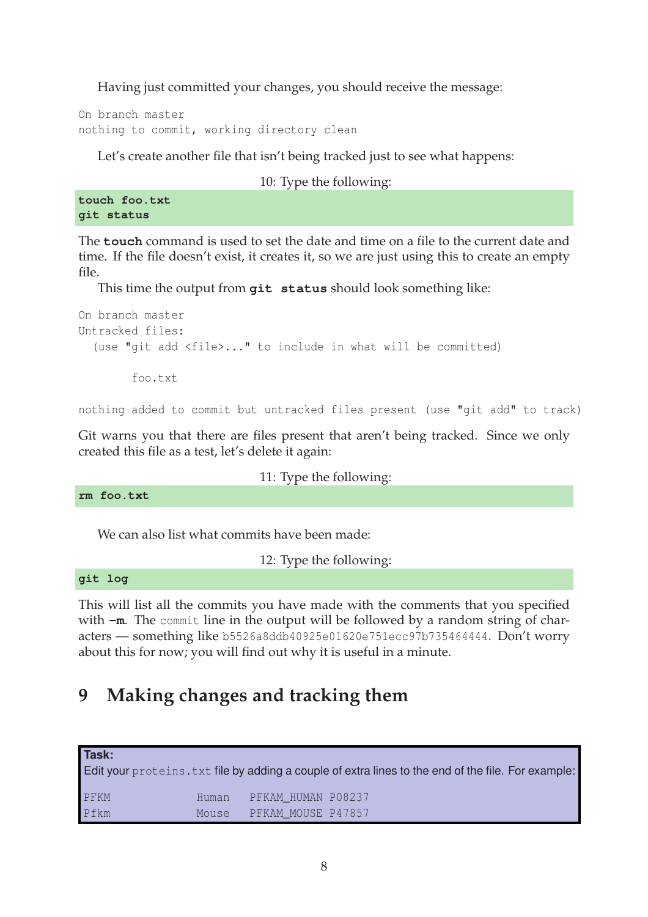Having just committed your changes, you should receive the message:

```
On branch master
nothing to commit, working directory clean
```

Let's create another file that isn't being tracked just to see what happens:

10: Type the following:

```
touch foo.txt
git status
```

The **touch** command is used to set the date and time on a file to the current date and time. If the file doesn't exist, it creates it, so we are just using this to create an empty file.

This time the output from **git status** should look something like:

```
On branch master
Untracked files:
  (use "git add <file>..." to include in what will be committed)

        foo.txt

nothing added to commit but untracked files present (use "git add" to track)
```

Git warns you that there are files present that aren't being tracked. Since we only created this file as a test, let's delete it again:

11: Type the following:

```
rm foo.txt
```

We can also list what commits have been made:

12: Type the following:

```
git log
```

This will list all the commits you have made with the comments that you specified with **-m**. The `commit` line in the output will be followed by a random string of characters — something like `b5526a8ddb40925e01620e751ecc97b735464444`. Don't worry about this for now; you will find out why it is useful in a minute.

# 9 Making changes and tracking them

**Task:**
Edit your `proteins.txt` file by adding a couple of extra lines to the end of the file. For example:

```
PFKM         Human   PFKAM_HUMAN P08237
Pfkm         Mouse   PFKAM_MOUSE P47857
```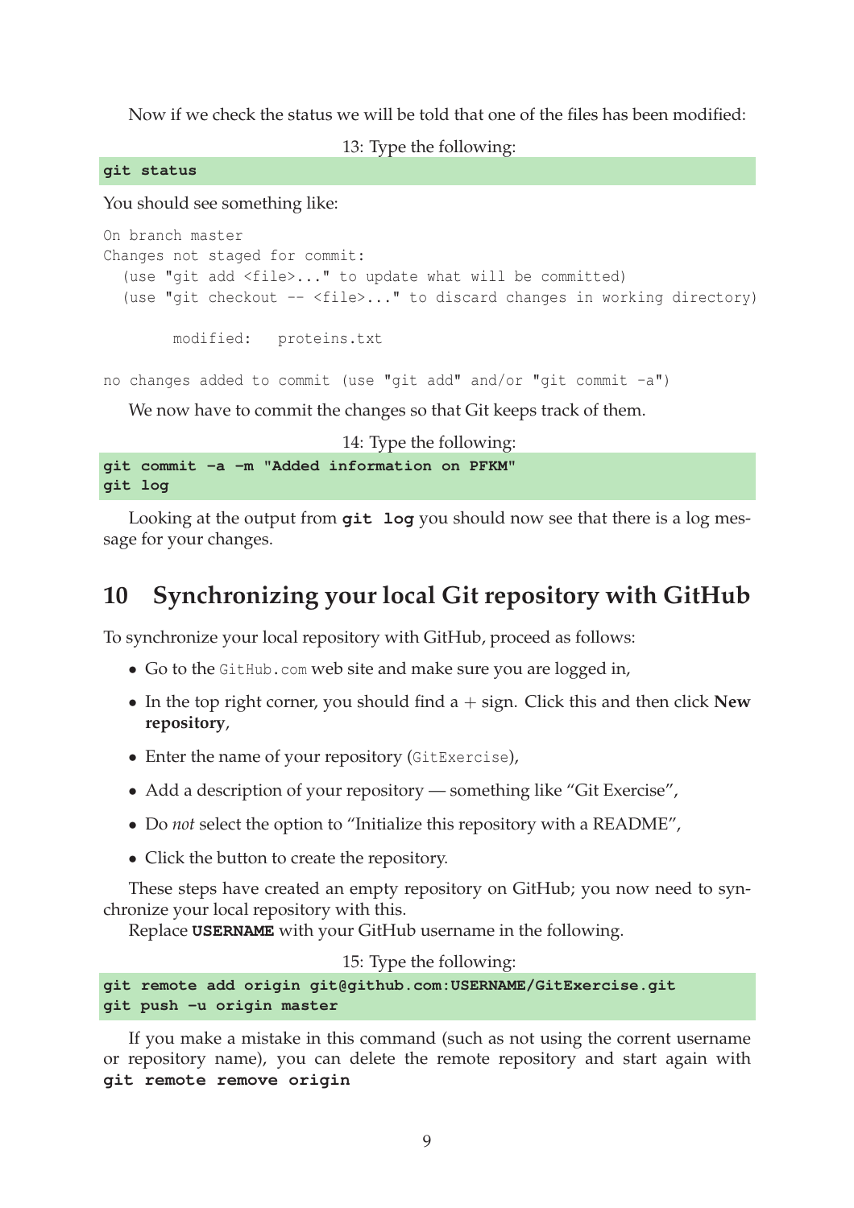Now if we check the status we will be told that one of the files has been modified:

13: Type the following:

```
git status
```

You should see something like:

```
On branch master
Changes not staged for commit:
  (use "git add <file>..." to update what will be committed)
  (use "git checkout -- <file>..." to discard changes in working directory)

        modified:   proteins.txt

no changes added to commit (use "git add" and/or "git commit -a")
```

We now have to commit the changes so that Git keeps track of them.

14: Type the following:

```
git commit -a -m "Added information on PFKM"
git log
```

Looking at the output from **`git log`** you should now see that there is a log message for your changes.

## 10 Synchronizing your local Git repository with GitHub

To synchronize your local repository with GitHub, proceed as follows:

- Go to the `GitHub.com` web site and make sure you are logged in,
- In the top right corner, you should find a + sign. Click this and then click **New repository**,
- Enter the name of your repository (`GitExercise`),
- Add a description of your repository — something like "Git Exercise",
- Do *not* select the option to "Initialize this repository with a README",
- Click the button to create the repository.

These steps have created an empty repository on GitHub; you now need to synchronize your local repository with this.

Replace **`USERNAME`** with your GitHub username in the following.

15: Type the following:

```
git remote add origin git@github.com:USERNAME/GitExercise.git
git push -u origin master
```

If you make a mistake in this command (such as not using the corrent username or repository name), you can delete the remote repository and start again with **`git remote remove origin`**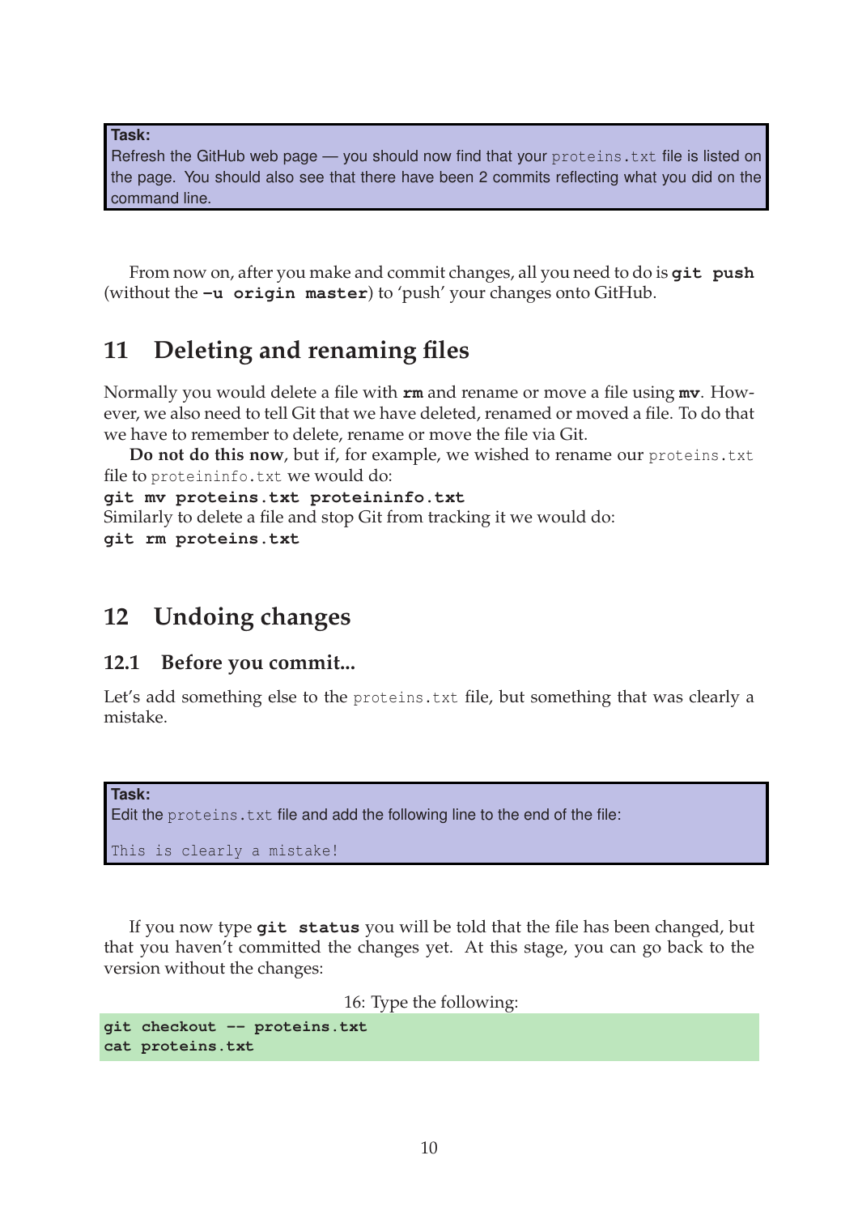**Task:**
Refresh the GitHub web page — you should now find that your `proteins.txt` file is listed on the page. You should also see that there have been 2 commits reflecting what you did on the command line.

From now on, after you make and commit changes, all you need to do is **`git push`** (without the **`-u origin master`**) to 'push' your changes onto GitHub.

# 11 Deleting and renaming files

Normally you would delete a file with **`rm`** and rename or move a file using **`mv`**. However, we also need to tell Git that we have deleted, renamed or moved a file. To do that we have to remember to delete, rename or move the file via Git.

**Do not do this now**, but if, for example, we wished to rename our `proteins.txt` file to `proteininfo.txt` we would do:

**`git mv proteins.txt proteininfo.txt`**

Similarly to delete a file and stop Git from tracking it we would do:

**`git rm proteins.txt`**

# 12 Undoing changes

## 12.1 Before you commit...

Let's add something else to the `proteins.txt` file, but something that was clearly a mistake.

**Task:**
Edit the `proteins.txt` file and add the following line to the end of the file:

```
This is clearly a mistake!
```

If you now type **`git status`** you will be told that the file has been changed, but that you haven't committed the changes yet. At this stage, you can go back to the version without the changes:

16: Type the following:

```
git checkout -- proteins.txt
cat proteins.txt
```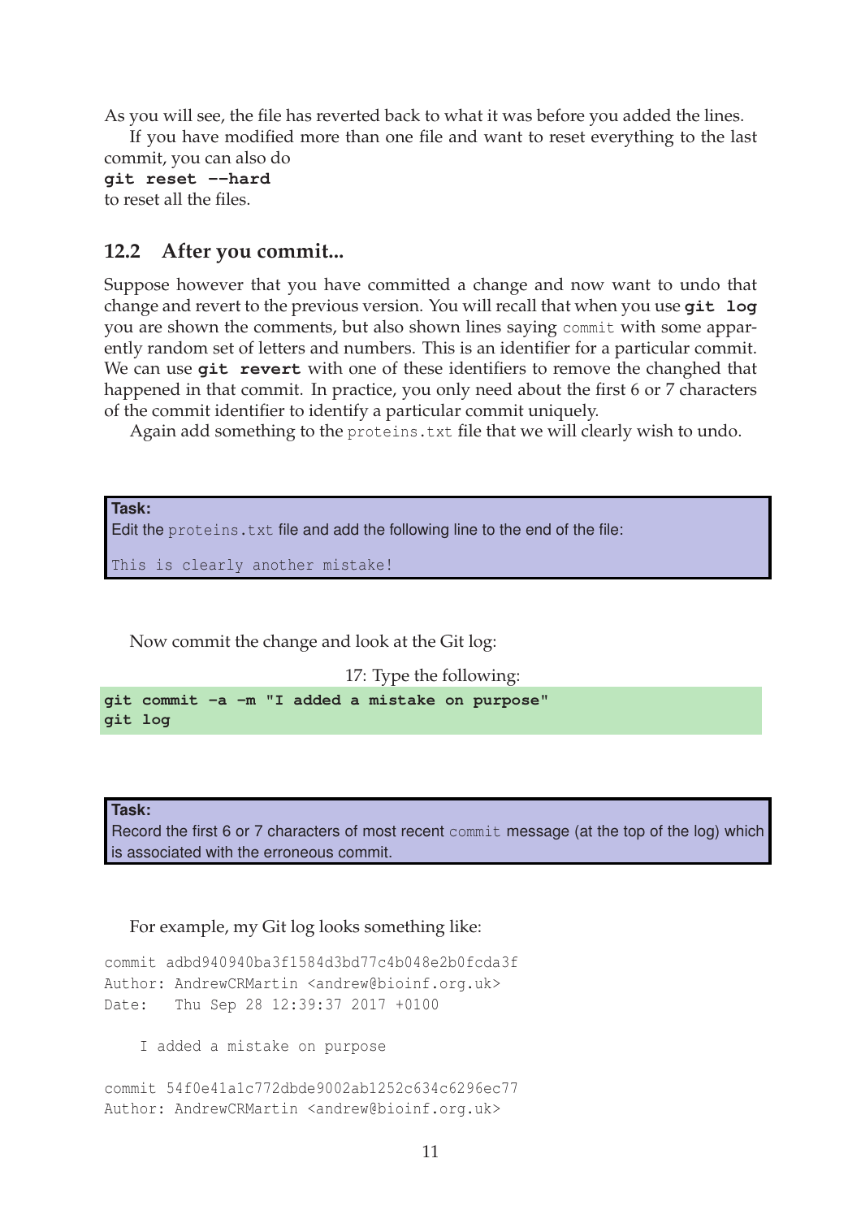As you will see, the file has reverted back to what it was before you added the lines.

If you have modified more than one file and want to reset everything to the last commit, you can also do

```
git reset --hard
```

to reset all the files.

## 12.2 After you commit...

Suppose however that you have committed a change and now want to undo that change and revert to the previous version. You will recall that when you use **git log** you are shown the comments, but also shown lines saying `commit` with some apparently random set of letters and numbers. This is an identifier for a particular commit. We can use **git revert** with one of these identifiers to remove the changhed that happened in that commit. In practice, you only need about the first 6 or 7 characters of the commit identifier to identify a particular commit uniquely.

Again add something to the `proteins.txt` file that we will clearly wish to undo.

> **Task:**
> Edit the `proteins.txt` file and add the following line to the end of the file:
>
> `This is clearly another mistake!`

Now commit the change and look at the Git log:

17: Type the following:

```
git commit -a -m "I added a mistake on purpose"
git log
```

> **Task:**
> Record the first 6 or 7 characters of most recent `commit` message (at the top of the log) which is associated with the erroneous commit.

For example, my Git log looks something like:

```
commit adbd940940ba3f1584d3bd77c4b048e2b0fcda3f
Author: AndrewCRMartin <andrew@bioinf.org.uk>
Date:   Thu Sep 28 12:39:37 2017 +0100

    I added a mistake on purpose

commit 54f0e41a1c772dbde9002ab1252c634c6296ec77
Author: AndrewCRMartin <andrew@bioinf.org.uk>
```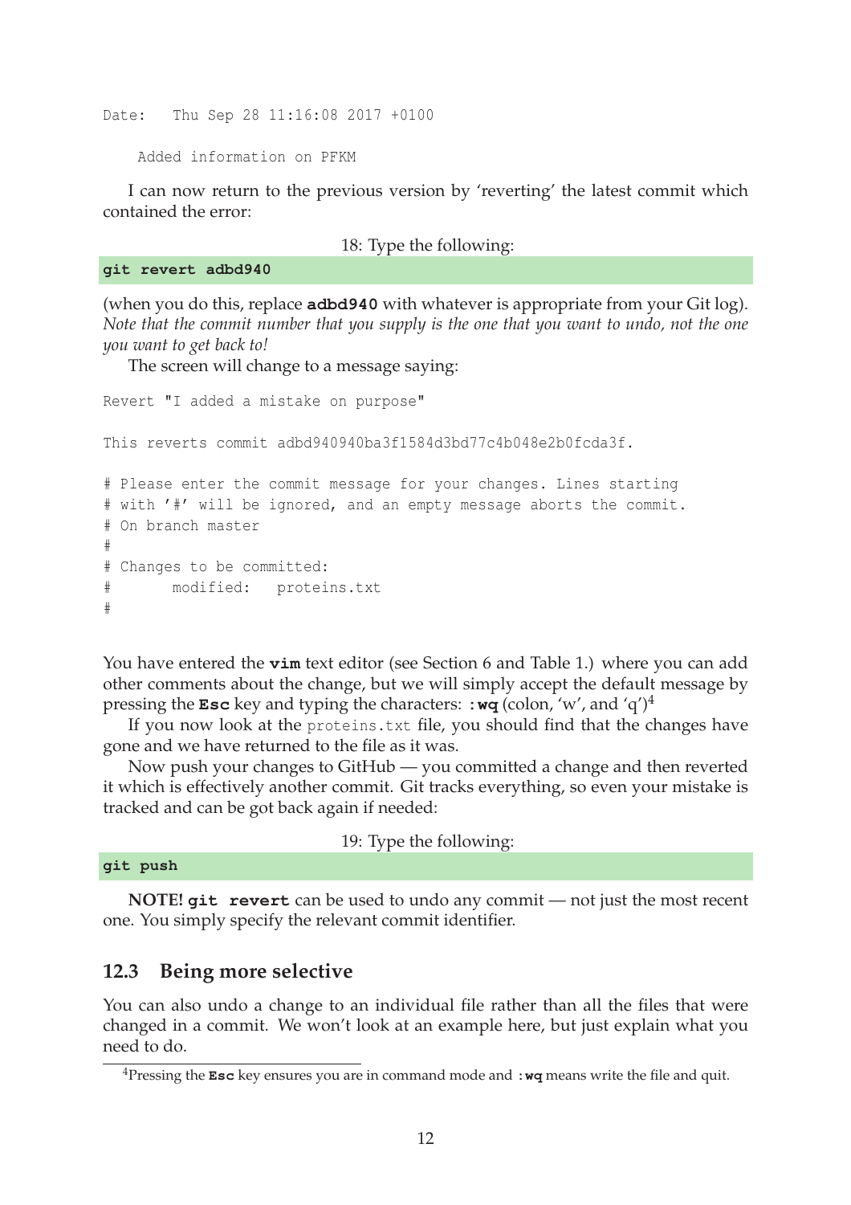```
Date:   Thu Sep 28 11:16:08 2017 +0100

    Added information on PFKM
```

I can now return to the previous version by 'reverting' the latest commit which contained the error:

18: Type the following:

```
git revert adbd940
```

(when you do this, replace **adbd940** with whatever is appropriate from your Git log). *Note that the commit number that you supply is the one that you want to undo, not the one you want to get back to!*

The screen will change to a message saying:

```
Revert "I added a mistake on purpose"

This reverts commit adbd940940ba3f1584d3bd77c4b048e2b0fcda3f.

# Please enter the commit message for your changes. Lines starting
# with '#' will be ignored, and an empty message aborts the commit.
# On branch master
#
# Changes to be committed:
#       modified:   proteins.txt
#
```

You have entered the **vim** text editor (see Section 6 and Table 1.) where you can add other comments about the change, but we will simply accept the default message by pressing the **Esc** key and typing the characters: **:wq** (colon, 'w', and 'q')[4]

If you now look at the `proteins.txt` file, you should find that the changes have gone and we have returned to the file as it was.

Now push your changes to GitHub — you committed a change and then reverted it which is effectively another commit. Git tracks everything, so even your mistake is tracked and can be got back again if needed:

19: Type the following:

```
git push
```

**NOTE! git revert** can be used to undo any commit — not just the most recent one. You simply specify the relevant commit identifier.

## 12.3 Being more selective

You can also undo a change to an individual file rather than all the files that were changed in a commit. We won't look at an example here, but just explain what you need to do.

[4] Pressing the **Esc** key ensures you are in command mode and **:wq** means write the file and quit.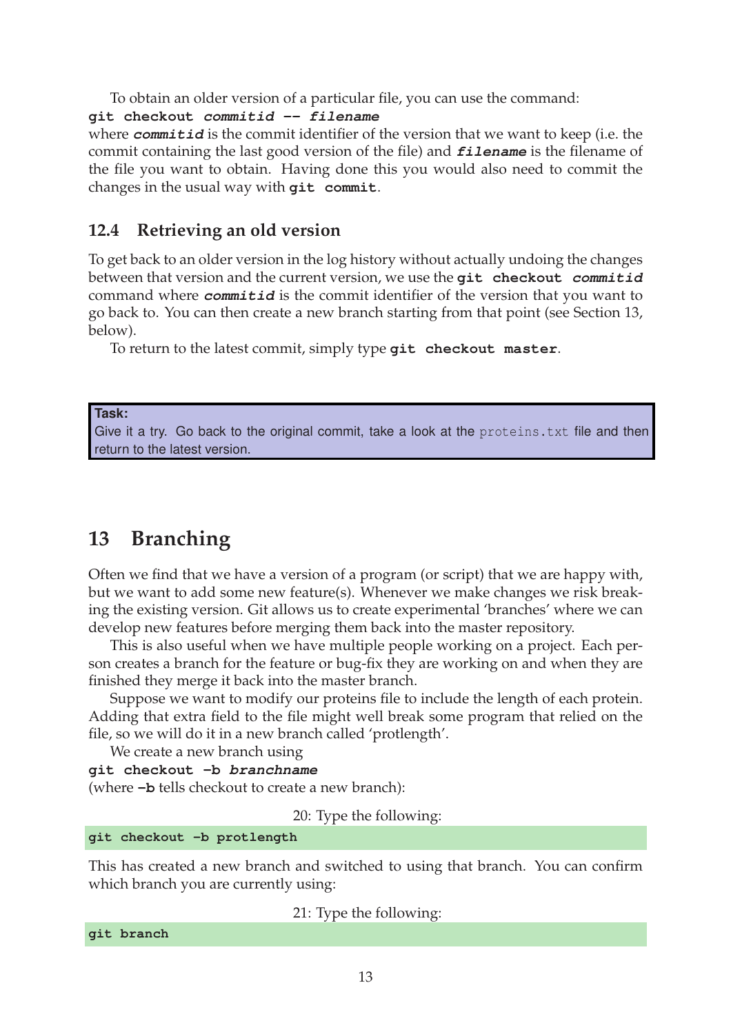To obtain an older version of a particular file, you can use the command:
**git checkout** ***commitid*** **--** ***filename***
where ***commitid*** is the commit identifier of the version that we want to keep (i.e. the commit containing the last good version of the file) and ***filename*** is the filename of the file you want to obtain. Having done this you would also need to commit the changes in the usual way with **git commit**.

### 12.4 Retrieving an old version

To get back to an older version in the log history without actually undoing the changes between that version and the current version, we use the **git checkout** ***commitid*** command where ***commitid*** is the commit identifier of the version that you want to go back to. You can then create a new branch starting from that point (see Section 13, below).

To return to the latest commit, simply type **git checkout master**.

> **Task:**
> Give it a try. Go back to the original commit, take a look at the `proteins.txt` file and then return to the latest version.

## 13 Branching

Often we find that we have a version of a program (or script) that we are happy with, but we want to add some new feature(s). Whenever we make changes we risk breaking the existing version. Git allows us to create experimental 'branches' where we can develop new features before merging them back into the master repository.

This is also useful when we have multiple people working on a project. Each person creates a branch for the feature or bug-fix they are working on and when they are finished they merge it back into the master branch.

Suppose we want to modify our proteins file to include the length of each protein. Adding that extra field to the file might well break some program that relied on the file, so we will do it in a new branch called 'protlength'.

We create a new branch using
**git checkout -b** ***branchname***
(where **-b** tells checkout to create a new branch):

20: Type the following:

```
git checkout -b protlength
```

This has created a new branch and switched to using that branch. You can confirm which branch you are currently using:

21: Type the following:

```
git branch
```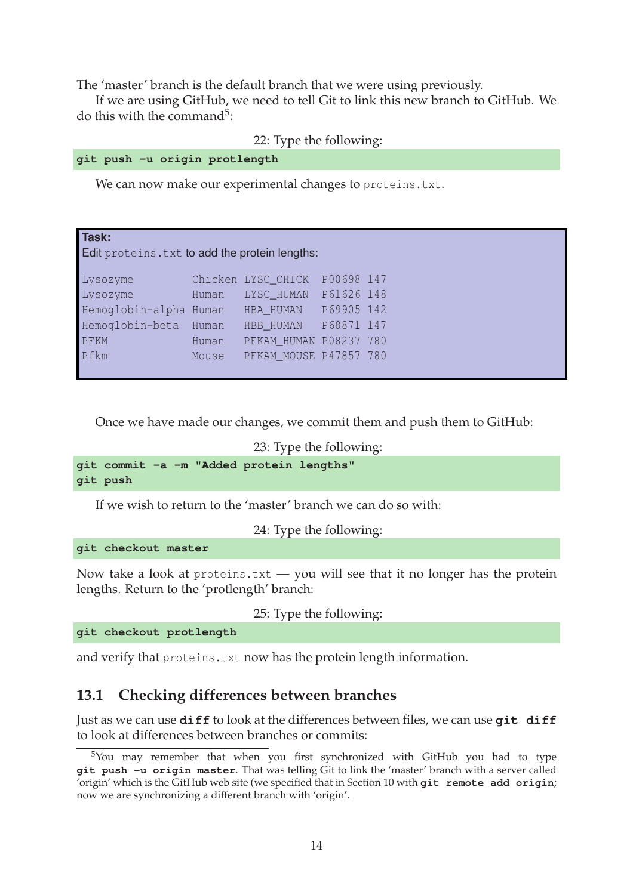The 'master' branch is the default branch that we were using previously.

If we are using GitHub, we need to tell Git to link this new branch to GitHub. We do this with the command[5]:

22: Type the following:

```
git push -u origin protlength
```

We can now make our experimental changes to `proteins.txt`.

**Task:**
Edit `proteins.txt` to add the protein lengths:

```
Lysozyme         Chicken LYSC_CHICK  P00698 147
Lysozyme         Human   LYSC_HUMAN  P61626 148
Hemoglobin-alpha Human   HBA_HUMAN   P69905 142
Hemoglobin-beta  Human   HBB_HUMAN   P68871 147
PFKM             Human   PFKAM_HUMAN P08237 780
Pfkm             Mouse   PFKAM_MOUSE P47857 780
```

Once we have made our changes, we commit them and push them to GitHub:

23: Type the following:

```
git commit -a -m "Added protein lengths"
git push
```

If we wish to return to the 'master' branch we can do so with:

24: Type the following:

```
git checkout master
```

Now take a look at `proteins.txt` — you will see that it no longer has the protein lengths. Return to the 'protlength' branch:

25: Type the following:

```
git checkout protlength
```

and verify that `proteins.txt` now has the protein length information.

## 13.1 Checking differences between branches

Just as we can use **`diff`** to look at the differences between files, we can use **`git diff`** to look at differences between branches or commits:

[5] You may remember that when you first synchronized with GitHub you had to type **`git push -u origin master`**. That was telling Git to link the 'master' branch with a server called 'origin' which is the GitHub web site (we specified that in Section 10 with **`git remote add origin`**; now we are synchronizing a different branch with 'origin'.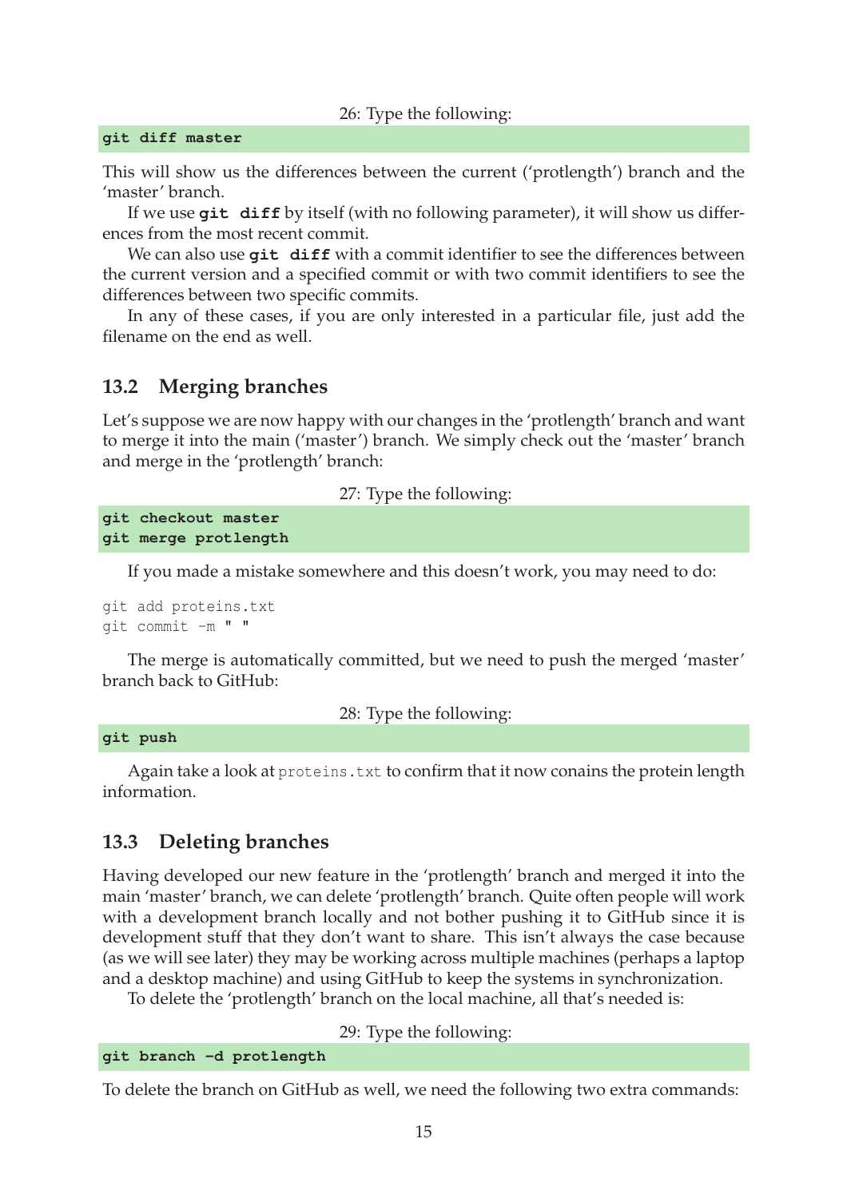26: Type the following:

```
git diff master
```

This will show us the differences between the current ('protlength') branch and the 'master' branch.

If we use **git diff** by itself (with no following parameter), it will show us differences from the most recent commit.

We can also use **git diff** with a commit identifier to see the differences between the current version and a specified commit or with two commit identifiers to see the differences between two specific commits.

In any of these cases, if you are only interested in a particular file, just add the filename on the end as well.

## 13.2 Merging branches

Let's suppose we are now happy with our changes in the 'protlength' branch and want to merge it into the main ('master') branch. We simply check out the 'master' branch and merge in the 'protlength' branch:

27: Type the following:

```
git checkout master
git merge protlength
```

If you made a mistake somewhere and this doesn't work, you may need to do:

```
git add proteins.txt
git commit -m " "
```

The merge is automatically committed, but we need to push the merged 'master' branch back to GitHub:

28: Type the following:

```
git push
```

Again take a look at `proteins.txt` to confirm that it now conains the protein length information.

## 13.3 Deleting branches

Having developed our new feature in the 'protlength' branch and merged it into the main 'master' branch, we can delete 'protlength' branch. Quite often people will work with a development branch locally and not bother pushing it to GitHub since it is development stuff that they don't want to share. This isn't always the case because (as we will see later) they may be working across multiple machines (perhaps a laptop and a desktop machine) and using GitHub to keep the systems in synchronization.

To delete the 'protlength' branch on the local machine, all that's needed is:

29: Type the following:

```
git branch -d protlength
```

To delete the branch on GitHub as well, we need the following two extra commands: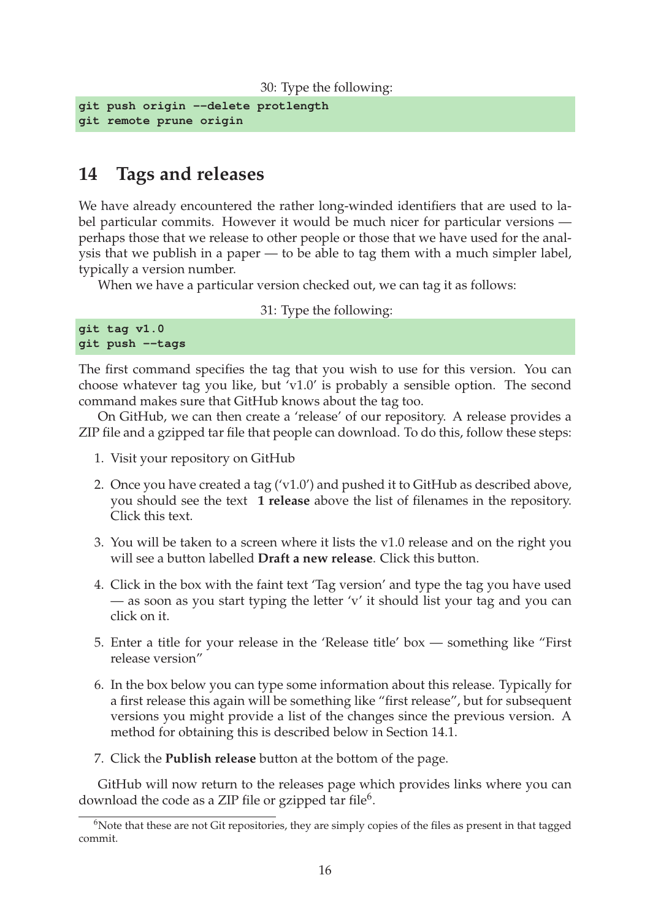30: Type the following:

```
git push origin --delete protlength
git remote prune origin
```

## 14 Tags and releases

We have already encountered the rather long-winded identifiers that are used to label particular commits. However it would be much nicer for particular versions — perhaps those that we release to other people or those that we have used for the analysis that we publish in a paper — to be able to tag them with a much simpler label, typically a version number.

When we have a particular version checked out, we can tag it as follows:

31: Type the following:

```
git tag v1.0
git push --tags
```

The first command specifies the tag that you wish to use for this version. You can choose whatever tag you like, but 'v1.0' is probably a sensible option. The second command makes sure that GitHub knows about the tag too.

On GitHub, we can then create a 'release' of our repository. A release provides a ZIP file and a gzipped tar file that people can download. To do this, follow these steps:

1. Visit your repository on GitHub
2. Once you have created a tag ('v1.0') and pushed it to GitHub as described above, you should see the text **1 release** above the list of filenames in the repository. Click this text.
3. You will be taken to a screen where it lists the v1.0 release and on the right you will see a button labelled **Draft a new release**. Click this button.
4. Click in the box with the faint text 'Tag version' and type the tag you have used — as soon as you start typing the letter 'v' it should list your tag and you can click on it.
5. Enter a title for your release in the 'Release title' box — something like "First release version"
6. In the box below you can type some information about this release. Typically for a first release this again will be something like "first release", but for subsequent versions you might provide a list of the changes since the previous version. A method for obtaining this is described below in Section 14.1.
7. Click the **Publish release** button at the bottom of the page.

GitHub will now return to the releases page which provides links where you can download the code as a ZIP file or gzipped tar file[6].

[6] Note that these are not Git repositories, they are simply copies of the files as present in that tagged commit.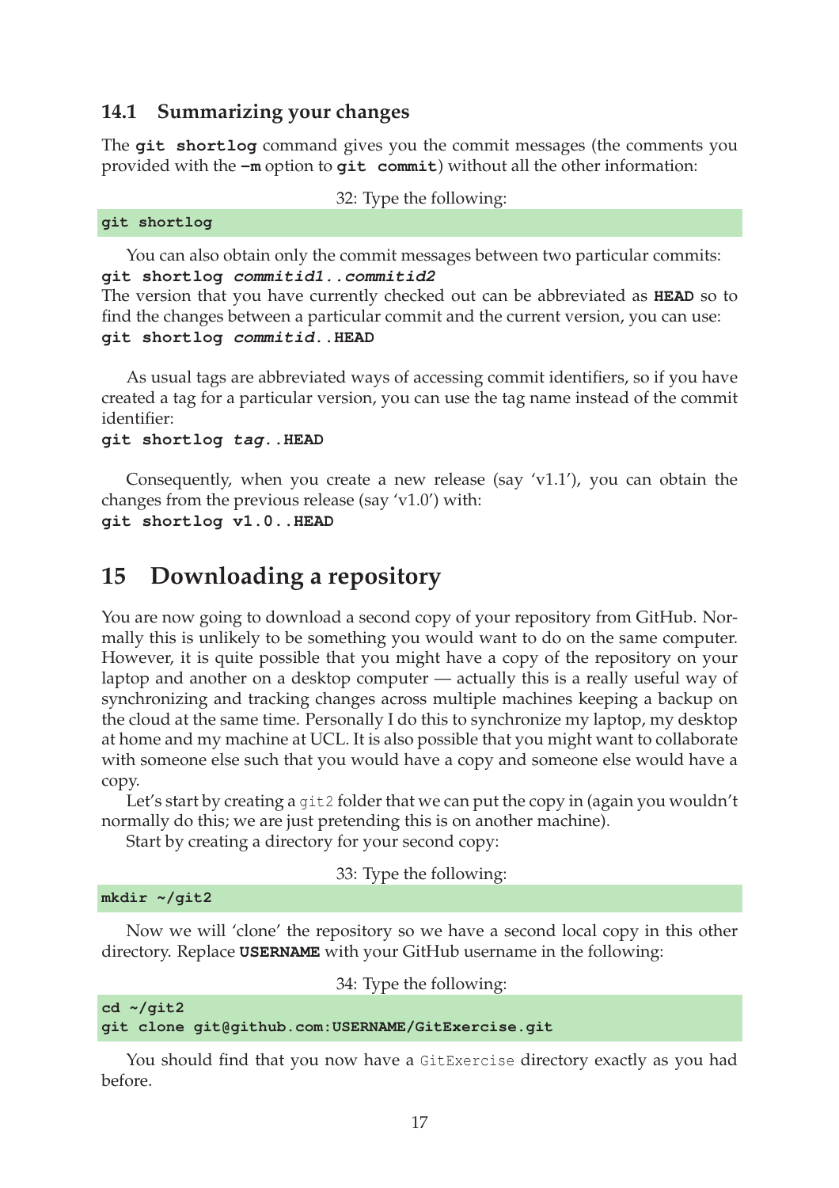### 14.1 Summarizing your changes

The **git shortlog** command gives you the commit messages (the comments you provided with the **-m** option to **git commit**) without all the other information:

32: Type the following:

```
git shortlog
```

You can also obtain only the commit messages between two particular commits:
**git shortlog** ***commitid1..commitid2***
The version that you have currently checked out can be abbreviated as **HEAD** so to find the changes between a particular commit and the current version, you can use:
**git shortlog** ***commitid*****..HEAD**

As usual tags are abbreviated ways of accessing commit identifiers, so if you have created a tag for a particular version, you can use the tag name instead of the commit identifier:
**git shortlog** ***tag*****..HEAD**

Consequently, when you create a new release (say 'v1.1'), you can obtain the changes from the previous release (say 'v1.0') with:
**git shortlog v1.0..HEAD**

## 15 Downloading a repository

You are now going to download a second copy of your repository from GitHub. Normally this is unlikely to be something you would want to do on the same computer. However, it is quite possible that you might have a copy of the repository on your laptop and another on a desktop computer — actually this is a really useful way of synchronizing and tracking changes across multiple machines keeping a backup on the cloud at the same time. Personally I do this to synchronize my laptop, my desktop at home and my machine at UCL. It is also possible that you might want to collaborate with someone else such that you would have a copy and someone else would have a copy.

Let's start by creating a `git2` folder that we can put the copy in (again you wouldn't normally do this; we are just pretending this is on another machine).

Start by creating a directory for your second copy:

33: Type the following:

```
mkdir ~/git2
```

Now we will 'clone' the repository so we have a second local copy in this other directory. Replace **USERNAME** with your GitHub username in the following:

34: Type the following:

```
cd ~/git2
git clone git@github.com:USERNAME/GitExercise.git
```

You should find that you now have a `GitExercise` directory exactly as you had before.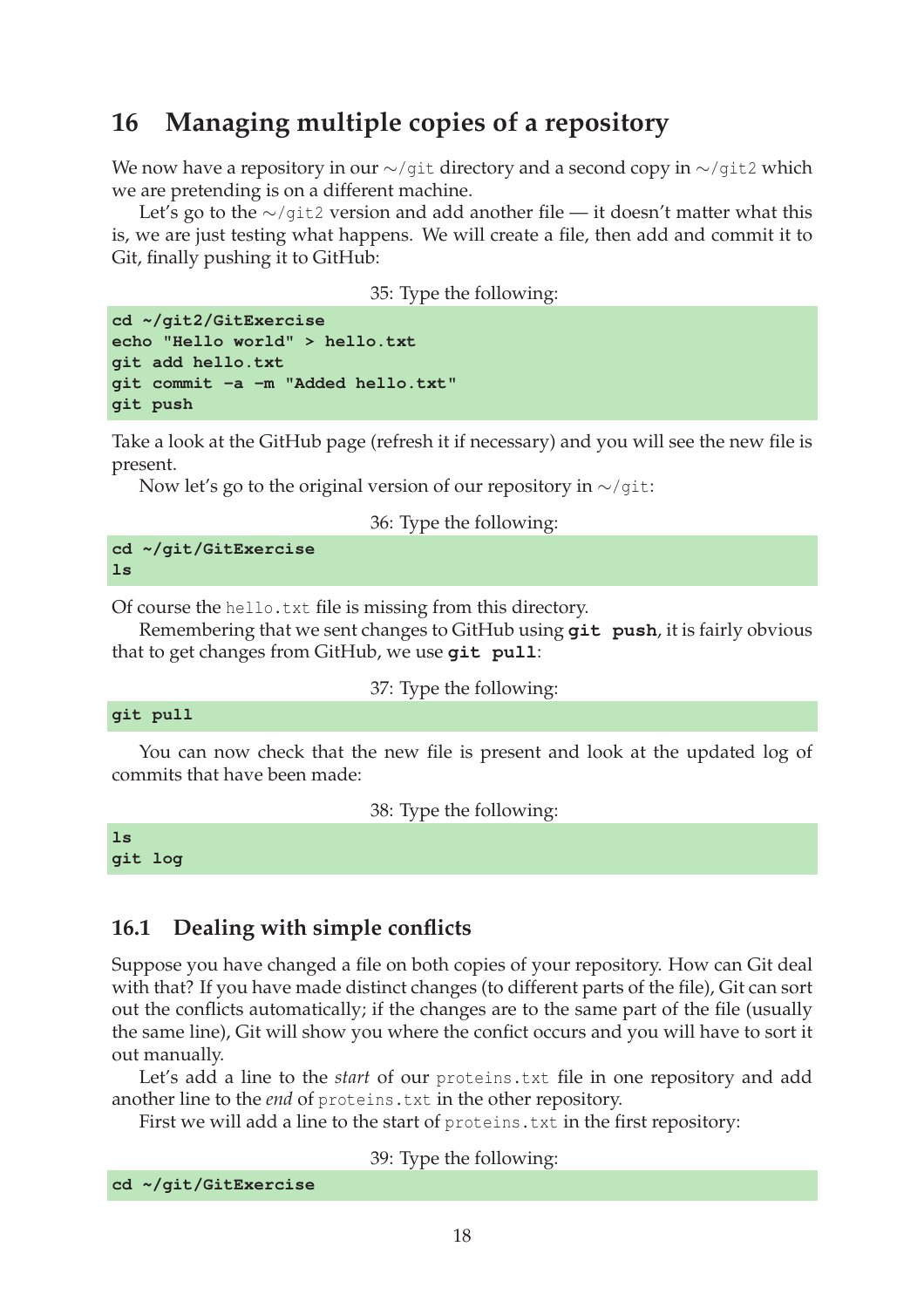# 16 Managing multiple copies of a repository

We now have a repository in our ∼/git directory and a second copy in ∼/git2 which we are pretending is on a different machine.

Let's go to the ∼/git2 version and add another file — it doesn't matter what this is, we are just testing what happens. We will create a file, then add and commit it to Git, finally pushing it to GitHub:

35: Type the following:

```
cd ~/git2/GitExercise
echo "Hello world" > hello.txt
git add hello.txt
git commit -a -m "Added hello.txt"
git push
```

Take a look at the GitHub page (refresh it if necessary) and you will see the new file is present.

Now let's go to the original version of our repository in ∼/git:

36: Type the following:

```
cd ~/git/GitExercise
ls
```

Of course the hello.txt file is missing from this directory.

Remembering that we sent changes to GitHub using **git push**, it is fairly obvious that to get changes from GitHub, we use **git pull**:

37: Type the following:

```
git pull
```

You can now check that the new file is present and look at the updated log of commits that have been made:

38: Type the following:

```
ls
git log
```

## 16.1 Dealing with simple conflicts

Suppose you have changed a file on both copies of your repository. How can Git deal with that? If you have made distinct changes (to different parts of the file), Git can sort out the conflicts automatically; if the changes are to the same part of the file (usually the same line), Git will show you where the confict occurs and you will have to sort it out manually.

Let's add a line to the *start* of our proteins.txt file in one repository and add another line to the *end* of proteins.txt in the other repository.

First we will add a line to the start of proteins.txt in the first repository:

39: Type the following:

```
cd ~/git/GitExercise
```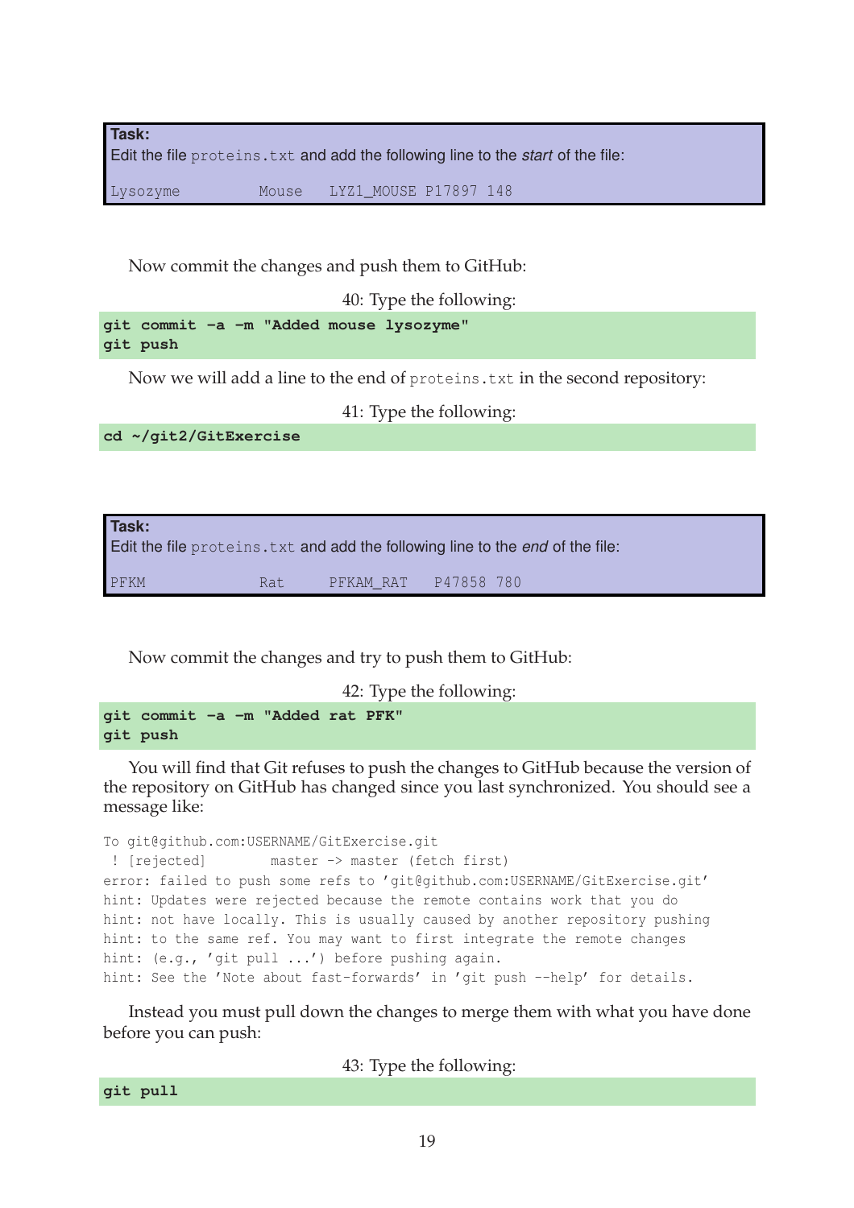**Task:**
Edit the file `proteins.txt` and add the following line to the *start* of the file:

```
Lysozyme          Mouse   LYZ1_MOUSE P17897 148
```

Now commit the changes and push them to GitHub:

40: Type the following:

```
git commit -a -m "Added mouse lysozyme"
git push
```

Now we will add a line to the end of `proteins.txt` in the second repository:

41: Type the following:

```
cd ~/git2/GitExercise
```

**Task:**
Edit the file `proteins.txt` and add the following line to the *end* of the file:

```
PFKM              Rat     PFKAM_RAT   P47858  780
```

Now commit the changes and try to push them to GitHub:

42: Type the following:

```
git commit -a -m "Added rat PFK"
git push
```

You will find that Git refuses to push the changes to GitHub because the version of the repository on GitHub has changed since you last synchronized. You should see a message like:

```
To git@github.com:USERNAME/GitExercise.git
 ! [rejected]        master -> master (fetch first)
error: failed to push some refs to 'git@github.com:USERNAME/GitExercise.git'
hint: Updates were rejected because the remote contains work that you do
hint: not have locally. This is usually caused by another repository pushing
hint: to the same ref. You may want to first integrate the remote changes
hint: (e.g., 'git pull ...') before pushing again.
hint: See the 'Note about fast-forwards' in 'git push --help' for details.
```

Instead you must pull down the changes to merge them with what you have done before you can push:

43: Type the following:

```
git pull
```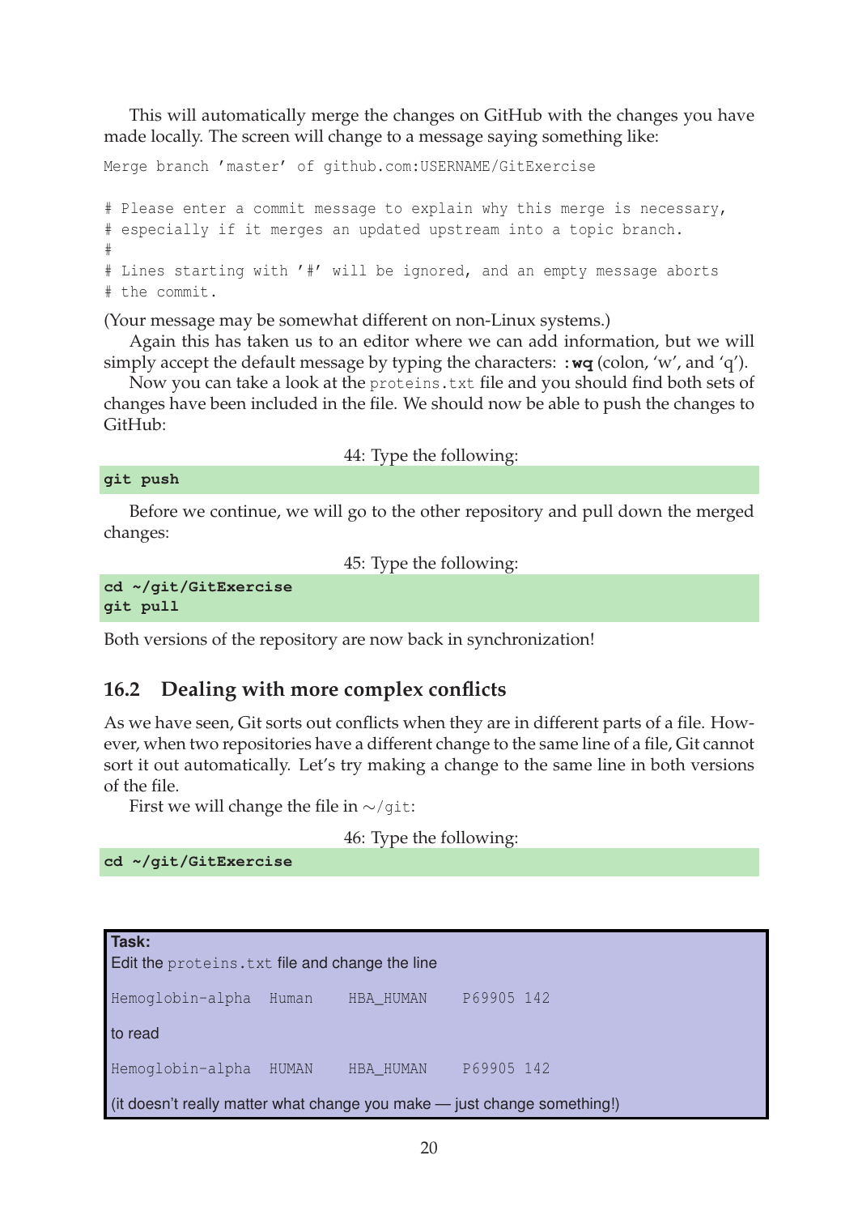This will automatically merge the changes on GitHub with the changes you have made locally. The screen will change to a message saying something like:

```
Merge branch 'master' of github.com:USERNAME/GitExercise

# Please enter a commit message to explain why this merge is necessary,
# especially if it merges an updated upstream into a topic branch.
#
# Lines starting with '#' will be ignored, and an empty message aborts
# the commit.
```

(Your message may be somewhat different on non-Linux systems.)

Again this has taken us to an editor where we can add information, but we will simply accept the default message by typing the characters: **:wq** (colon, 'w', and 'q').

Now you can take a look at the `proteins.txt` file and you should find both sets of changes have been included in the file. We should now be able to push the changes to GitHub:

44: Type the following:

```
git push
```

Before we continue, we will go to the other repository and pull down the merged changes:

45: Type the following:

```
cd ~/git/GitExercise
git pull
```

Both versions of the repository are now back in synchronization!

## 16.2 Dealing with more complex conflicts

As we have seen, Git sorts out conflicts when they are in different parts of a file. However, when two repositories have a different change to the same line of a file, Git cannot sort it out automatically. Let's try making a change to the same line in both versions of the file.

First we will change the file in ∼/git:

46: Type the following:

```
cd ~/git/GitExercise
```

> **Task:**
> Edit the `proteins.txt` file and change the line
>
> ```
> Hemoglobin-alpha  Human    HBA_HUMAN    P69905 142
> ```
>
> to read
>
> ```
> Hemoglobin-alpha  HUMAN    HBA_HUMAN    P69905 142
> ```
>
> (it doesn't really matter what change you make — just change something!)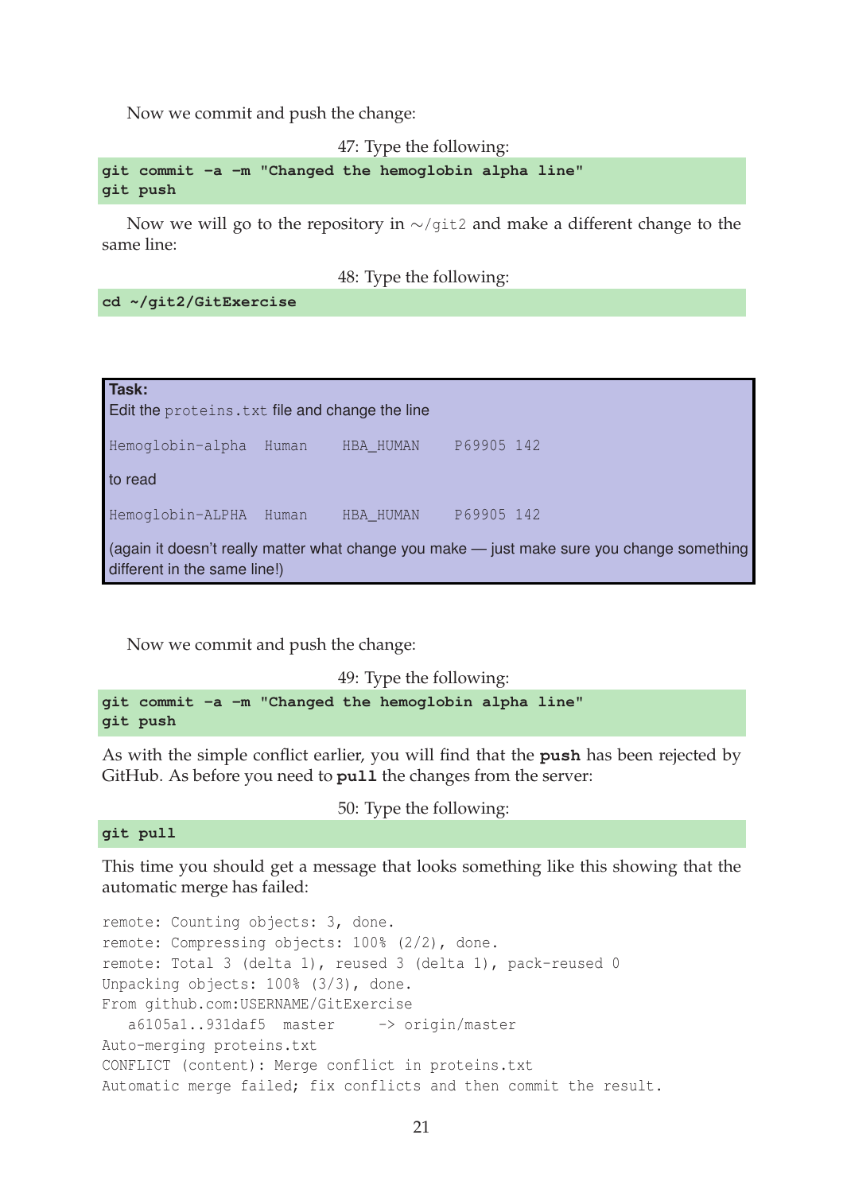Now we commit and push the change:

47: Type the following:

```
git commit -a -m "Changed the hemoglobin alpha line"
git push
```

Now we will go to the repository in ~/git2 and make a different change to the same line:

48: Type the following:

```
cd ~/git2/GitExercise
```

> **Task:**
> Edit the `proteins.txt` file and change the line
>
> ```
> Hemoglobin-alpha  Human    HBA_HUMAN    P69905 142
> ```
>
> to read
>
> ```
> Hemoglobin-ALPHA  Human    HBA_HUMAN    P69905 142
> ```
>
> (again it doesn't really matter what change you make — just make sure you change something different in the same line!)

Now we commit and push the change:

49: Type the following:

```
git commit -a -m "Changed the hemoglobin alpha line"
git push
```

As with the simple conflict earlier, you will find that the **push** has been rejected by GitHub. As before you need to **pull** the changes from the server:

50: Type the following:

```
git pull
```

This time you should get a message that looks something like this showing that the automatic merge has failed:

```
remote: Counting objects: 3, done.
remote: Compressing objects: 100% (2/2), done.
remote: Total 3 (delta 1), reused 3 (delta 1), pack-reused 0
Unpacking objects: 100% (3/3), done.
From github.com:USERNAME/GitExercise
   a6105a1..931daf5  master     -> origin/master
Auto-merging proteins.txt
CONFLICT (content): Merge conflict in proteins.txt
Automatic merge failed; fix conflicts and then commit the result.
```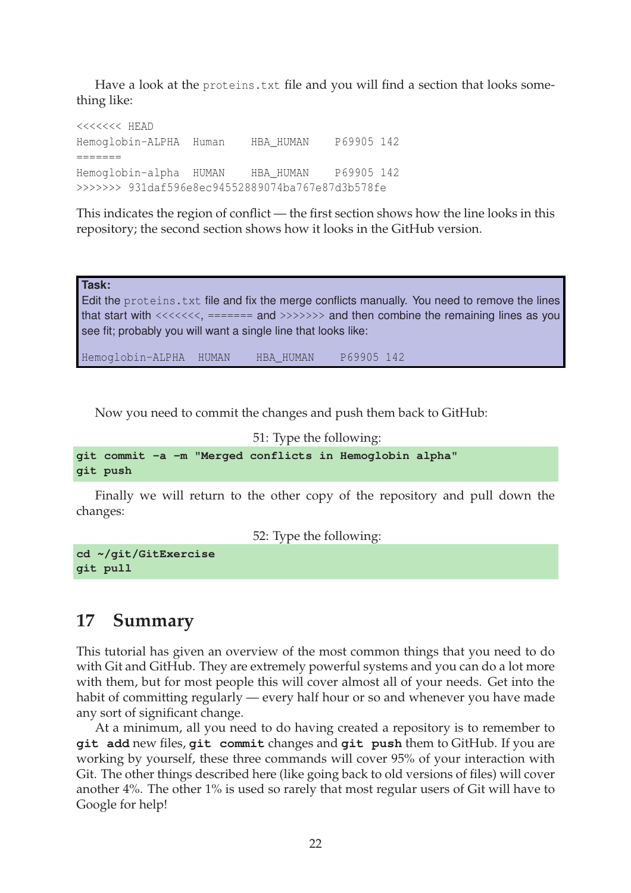Have a look at the `proteins.txt` file and you will find a section that looks something like:

```
<<<<<<< HEAD
Hemoglobin-ALPHA  Human    HBA_HUMAN    P69905 142
=======
Hemoglobin-alpha  HUMAN    HBA_HUMAN    P69905 142
>>>>>>> 931daf596e8ec94552889074ba767e87d3b578fe
```

This indicates the region of conflict — the first section shows how the line looks in this repository; the second section shows how it looks in the GitHub version.

> **Task:**
> Edit the `proteins.txt` file and fix the merge conflicts manually. You need to remove the lines that start with <<<<<<<, ======= and >>>>>>> and then combine the remaining lines as you see fit; probably you will want a single line that looks like:
>
> ```
> Hemoglobin-ALPHA  HUMAN    HBA_HUMAN    P69905 142
> ```

Now you need to commit the changes and push them back to GitHub:

51: Type the following:

```
git commit -a -m "Merged conflicts in Hemoglobin alpha"
git push
```

Finally we will return to the other copy of the repository and pull down the changes:

52: Type the following:

```
cd ~/git/GitExercise
git pull
```

## 17 Summary

This tutorial has given an overview of the most common things that you need to do with Git and GitHub. They are extremely powerful systems and you can do a lot more with them, but for most people this will cover almost all of your needs. Get into the habit of committing regularly — every half hour or so and whenever you have made any sort of significant change.

At a minimum, all you need to do having created a repository is to remember to **`git add`** new files, **`git commit`** changes and **`git push`** them to GitHub. If you are working by yourself, these three commands will cover 95% of your interaction with Git. The other things described here (like going back to old versions of files) will cover another 4%. The other 1% is used so rarely that most regular users of Git will have to Google for help!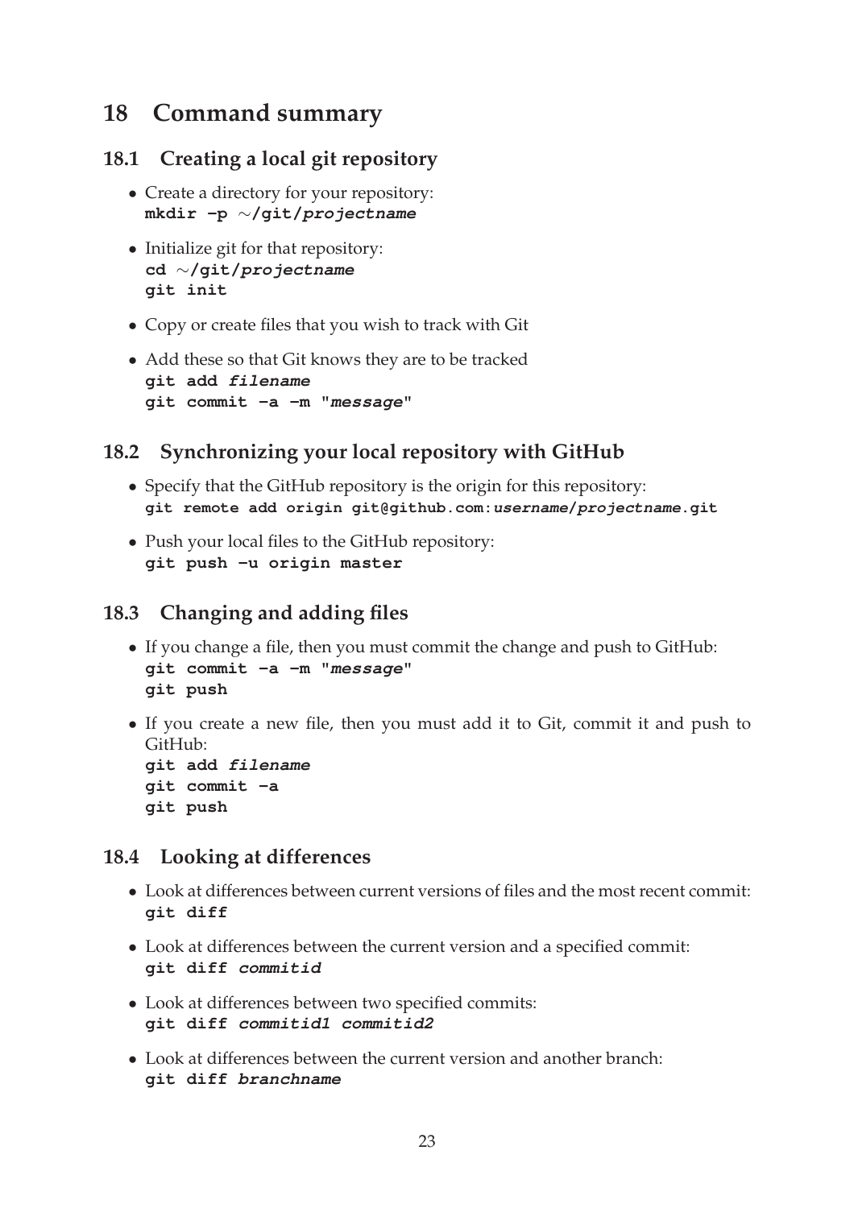# 18 Command summary

## 18.1 Creating a local git repository

- Create a directory for your repository:
  **mkdir -p ~/git/*projectname***
- Initialize git for that repository:
  **cd ~/git/*projectname***
  **git init**
- Copy or create files that you wish to track with Git
- Add these so that Git knows they are to be tracked
  **git add *filename***
  **git commit -a -m "*message*"**

## 18.2 Synchronizing your local repository with GitHub

- Specify that the GitHub repository is the origin for this repository:
  **git remote add origin git@github.com:*username*/*projectname*.git**
- Push your local files to the GitHub repository:
  **git push -u origin master**

## 18.3 Changing and adding files

- If you change a file, then you must commit the change and push to GitHub:
  **git commit -a -m "*message*"**
  **git push**
- If you create a new file, then you must add it to Git, commit it and push to GitHub:
  **git add *filename***
  **git commit -a**
  **git push**

## 18.4 Looking at differences

- Look at differences between current versions of files and the most recent commit:
  **git diff**
- Look at differences between the current version and a specified commit:
  **git diff *commitid***
- Look at differences between two specified commits:
  **git diff *commitid1 commitid2***
- Look at differences between the current version and another branch:
  **git diff *branchname***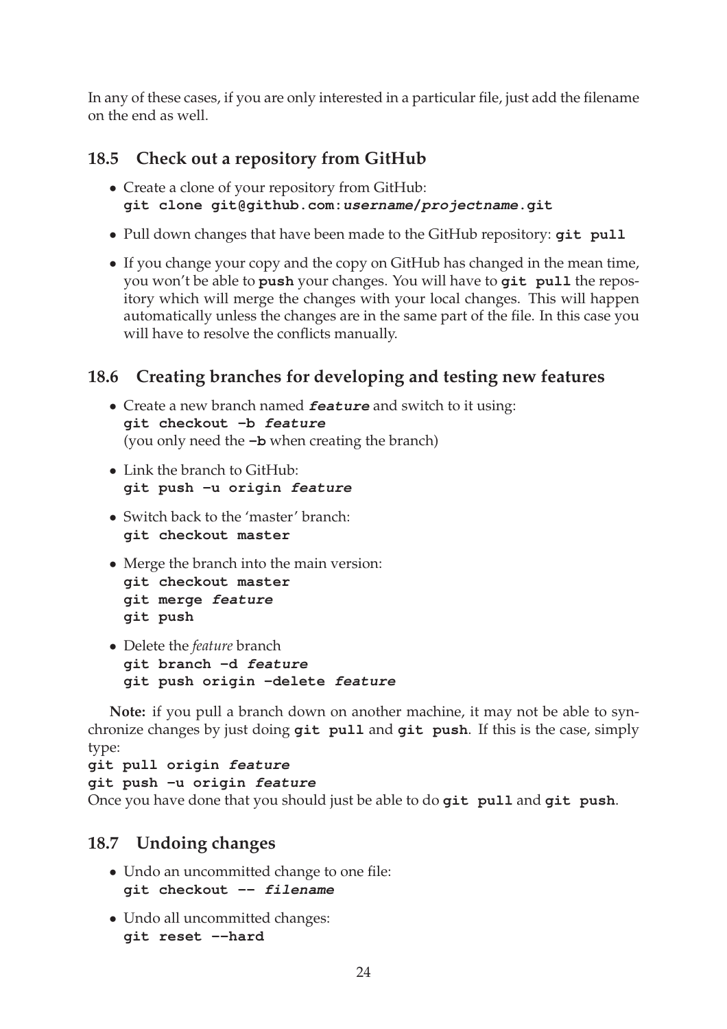In any of these cases, if you are only interested in a particular file, just add the filename on the end as well.

## 18.5 Check out a repository from GitHub

- Create a clone of your repository from GitHub:
  **`git clone git@github.com:`*`username/projectname`*`.git`**
- Pull down changes that have been made to the GitHub repository: **`git pull`**
- If you change your copy and the copy on GitHub has changed in the mean time, you won't be able to **`push`** your changes. You will have to **`git pull`** the repository which will merge the changes with your local changes. This will happen automatically unless the changes are in the same part of the file. In this case you will have to resolve the conflicts manually.

## 18.6 Creating branches for developing and testing new features

- Create a new branch named ***`feature`*** and switch to it using:
  **`git checkout -b`** ***`feature`***
  (you only need the **`-b`** when creating the branch)
- Link the branch to GitHub:
  **`git push -u origin`** ***`feature`***
- Switch back to the 'master' branch:
  **`git checkout master`**
- Merge the branch into the main version:
  **`git checkout master`**
  **`git merge`** ***`feature`***
  **`git push`**
- Delete the *feature* branch
  **`git branch -d`** ***`feature`***
  **`git push origin -delete`** ***`feature`***

**Note:** if you pull a branch down on another machine, it may not be able to synchronize changes by just doing **`git pull`** and **`git push`**. If this is the case, simply type:
**`git pull origin`** ***`feature`***
**`git push -u origin`** ***`feature`***
Once you have done that you should just be able to do **`git pull`** and **`git push`**.

## 18.7 Undoing changes

- Undo an uncommitted change to one file:
  **`git checkout --`** ***`filename`***
- Undo all uncommitted changes:
  **`git reset --hard`**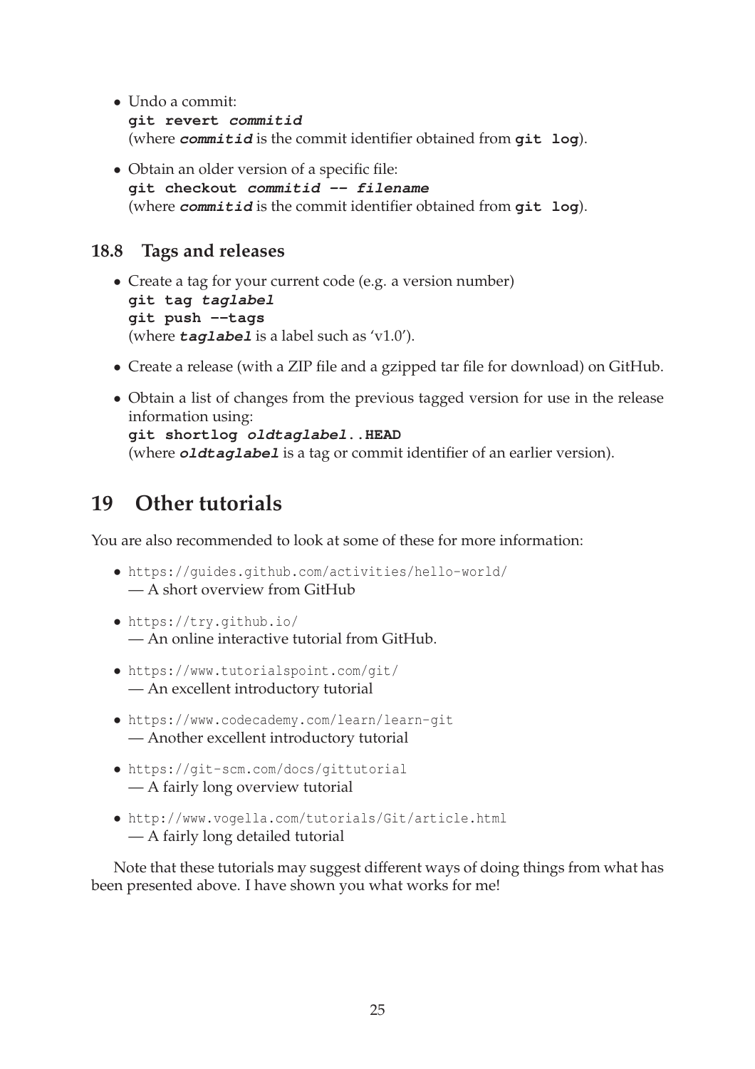- Undo a commit:
  **`git revert`** ***`commitid`***
  (where ***`commitid`*** is the commit identifier obtained from **`git log`**).

- Obtain an older version of a specific file:
  **`git checkout`** ***`commitid`*** **`--`** ***`filename`***
  (where ***`commitid`*** is the commit identifier obtained from **`git log`**).

## 18.8 Tags and releases

- Create a tag for your current code (e.g. a version number)
  **`git tag`** ***`taglabel`***
  **`git push --tags`**
  (where ***`taglabel`*** is a label such as 'v1.0').

- Create a release (with a ZIP file and a gzipped tar file for download) on GitHub.

- Obtain a list of changes from the previous tagged version for use in the release information using:
  **`git shortlog`** ***`oldtaglabel`*** **`..HEAD`**
  (where ***`oldtaglabel`*** is a tag or commit identifier of an earlier version).

# 19 Other tutorials

You are also recommended to look at some of these for more information:

- `https://guides.github.com/activities/hello-world/`
  — A short overview from GitHub

- `https://try.github.io/`
  — An online interactive tutorial from GitHub.

- `https://www.tutorialspoint.com/git/`
  — An excellent introductory tutorial

- `https://www.codecademy.com/learn/learn-git`
  — Another excellent introductory tutorial

- `https://git-scm.com/docs/gittutorial`
  — A fairly long overview tutorial

- `http://www.vogella.com/tutorials/Git/article.html`
  — A fairly long detailed tutorial

Note that these tutorials may suggest different ways of doing things from what has been presented above. I have shown you what works for me!